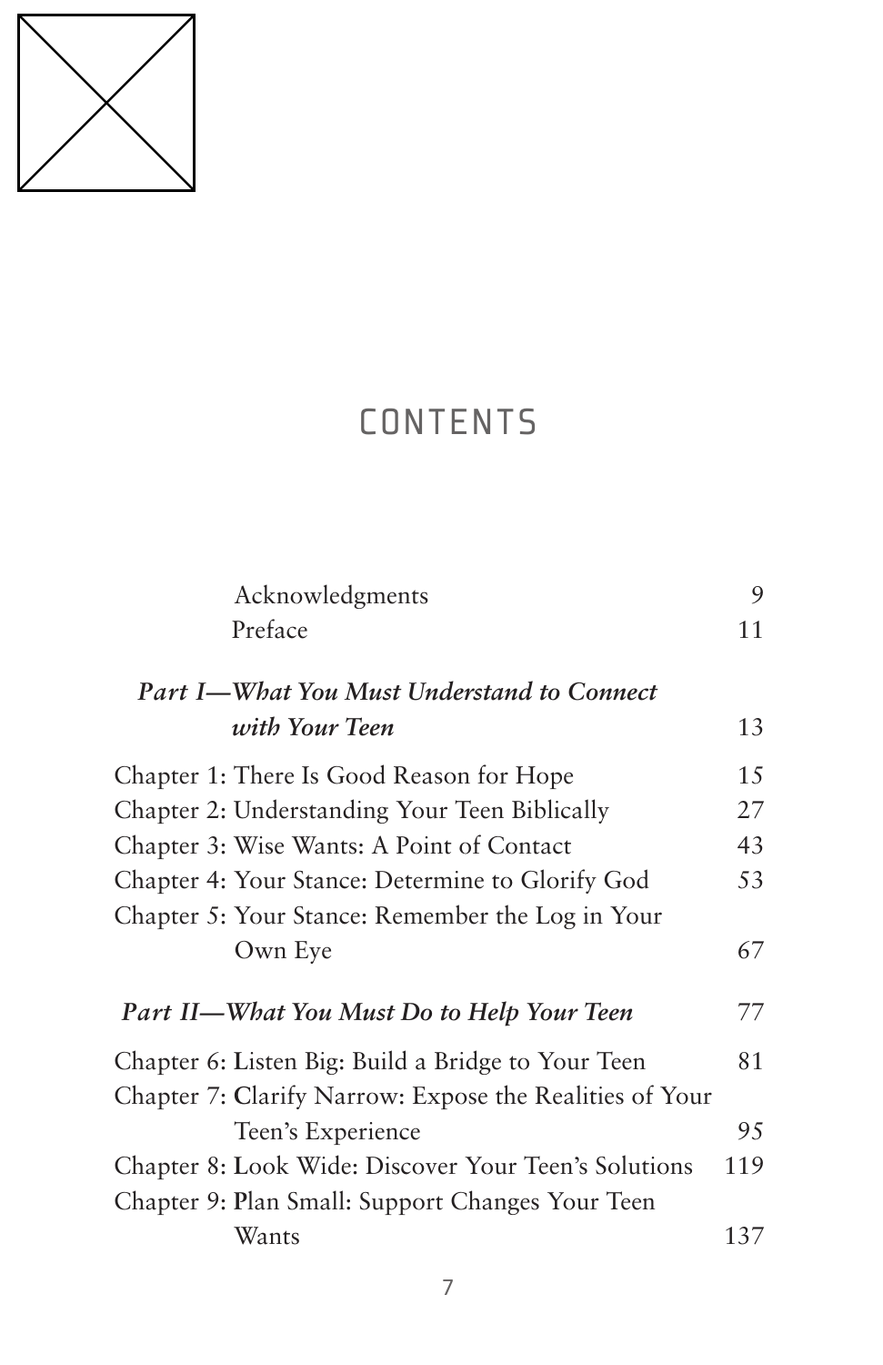# CONTENTS

| | |
|---|---|
| Acknowledgments | 9 |
| Preface | 11 |
| ***Part I—What You Must Understand to Connect with Your Teen*** | 13 |
| Chapter 1: There Is Good Reason for Hope | 15 |
| Chapter 2: Understanding Your Teen Biblically | 27 |
| Chapter 3: Wise Wants: A Point of Contact | 43 |
| Chapter 4: Your Stance: Determine to Glorify God | 53 |
| Chapter 5: Your Stance: Remember the Log in Your Own Eye | 67 |
| ***Part II—What You Must Do to Help Your Teen*** | 77 |
| Chapter 6: **L**isten Big: Build a Bridge to Your Teen | 81 |
| Chapter 7: **C**larify Narrow: Expose the Realities of Your Teen's Experience | 95 |
| Chapter 8: **L**ook Wide: Discover Your Teen's Solutions | 119 |
| Chapter 9: **P**lan Small: Support Changes Your Teen Wants | 137 |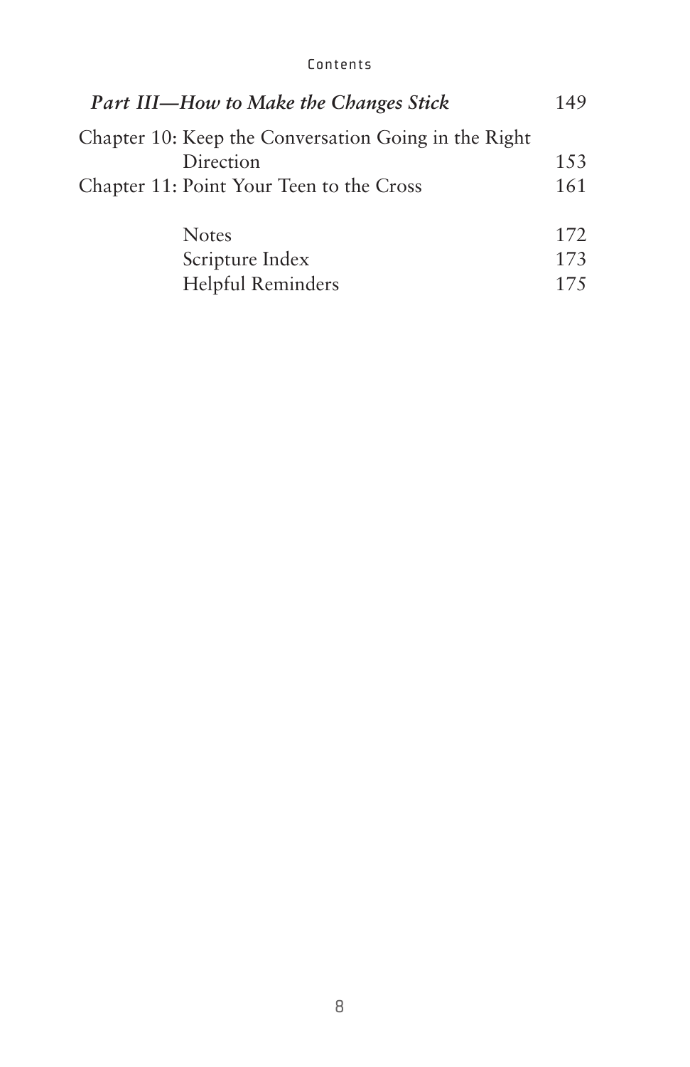| | |
|---|---|
| ***Part III—How to Make the Changes Stick*** | 149 |
| Chapter 10: Keep the Conversation Going in the Right Direction | 153 |
| Chapter 11: Point Your Teen to the Cross | 161 |
| Notes | 172 |
| Scripture Index | 173 |
| Helpful Reminders | 175 |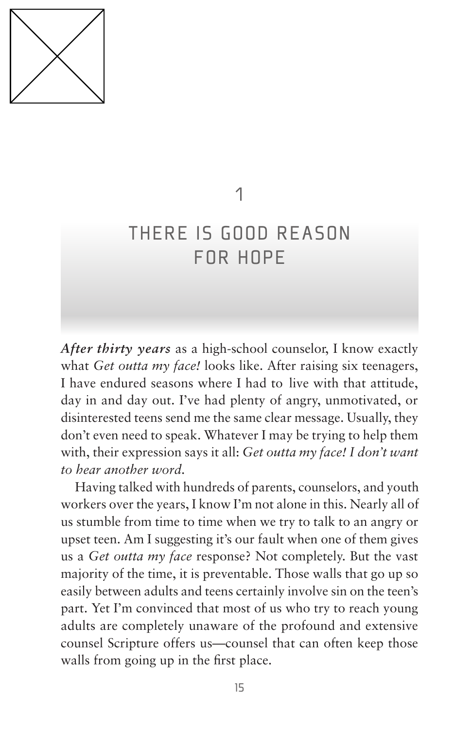# 1

# THERE IS GOOD REASON FOR HOPE

***After thirty years*** as a high-school counselor, I know exactly what *Get outta my face!* looks like. After raising six teenagers, I have endured seasons where I had to live with that attitude, day in and day out. I've had plenty of angry, unmotivated, or disinterested teens send me the same clear message. Usually, they don't even need to speak. Whatever I may be trying to help them with, their expression says it all: *Get outta my face! I don't want to hear another word.*

Having talked with hundreds of parents, counselors, and youth workers over the years, I know I'm not alone in this. Nearly all of us stumble from time to time when we try to talk to an angry or upset teen. Am I suggesting it's our fault when one of them gives us a *Get outta my face* response? Not completely. But the vast majority of the time, it is preventable. Those walls that go up so easily between adults and teens certainly involve sin on the teen's part. Yet I'm convinced that most of us who try to reach young adults are completely unaware of the profound and extensive counsel Scripture offers us—counsel that can often keep those walls from going up in the first place.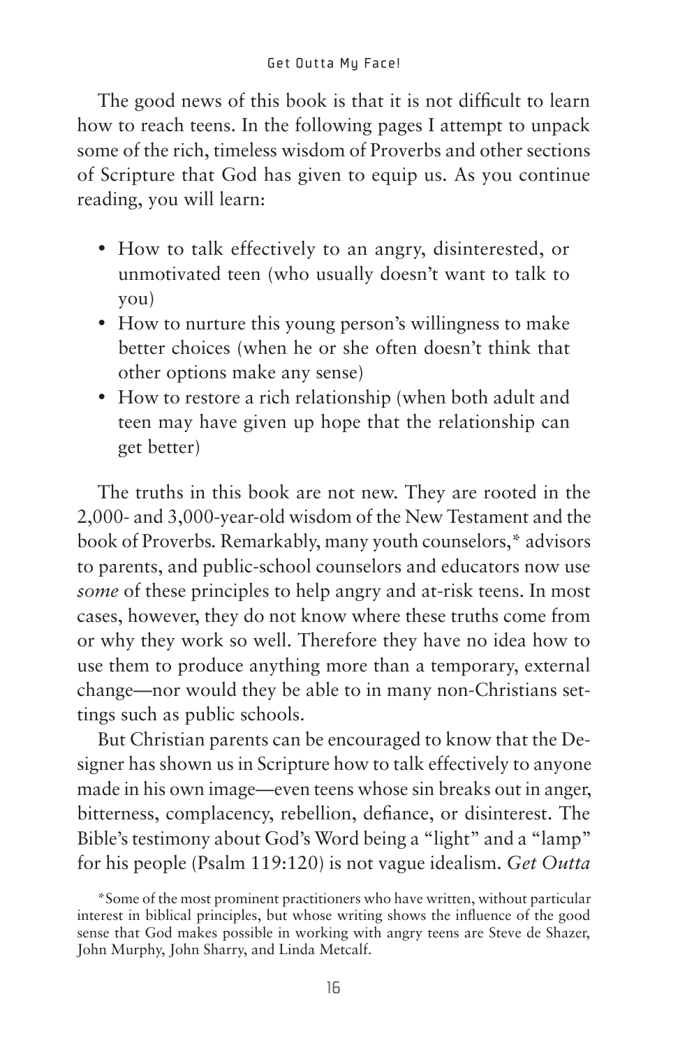The good news of this book is that it is not difficult to learn how to reach teens. In the following pages I attempt to unpack some of the rich, timeless wisdom of Proverbs and other sections of Scripture that God has given to equip us. As you continue reading, you will learn:

- How to talk effectively to an angry, disinterested, or unmotivated teen (who usually doesn't want to talk to you)
- How to nurture this young person's willingness to make better choices (when he or she often doesn't think that other options make any sense)
- How to restore a rich relationship (when both adult and teen may have given up hope that the relationship can get better)

The truths in this book are not new. They are rooted in the 2,000- and 3,000-year-old wisdom of the New Testament and the book of Proverbs. Remarkably, many youth counselors,* advisors to parents, and public-school counselors and educators now use *some* of these principles to help angry and at-risk teens. In most cases, however, they do not know where these truths come from or why they work so well. Therefore they have no idea how to use them to produce anything more than a temporary, external change—nor would they be able to in many non-Christians settings such as public schools.

But Christian parents can be encouraged to know that the Designer has shown us in Scripture how to talk effectively to anyone made in his own image—even teens whose sin breaks out in anger, bitterness, complacency, rebellion, defiance, or disinterest. The Bible's testimony about God's Word being a "light" and a "lamp" for his people (Psalm 119:120) is not vague idealism. *Get Outta*

*Some of the most prominent practitioners who have written, without particular interest in biblical principles, but whose writing shows the influence of the good sense that God makes possible in working with angry teens are Steve de Shazer, John Murphy, John Sharry, and Linda Metcalf.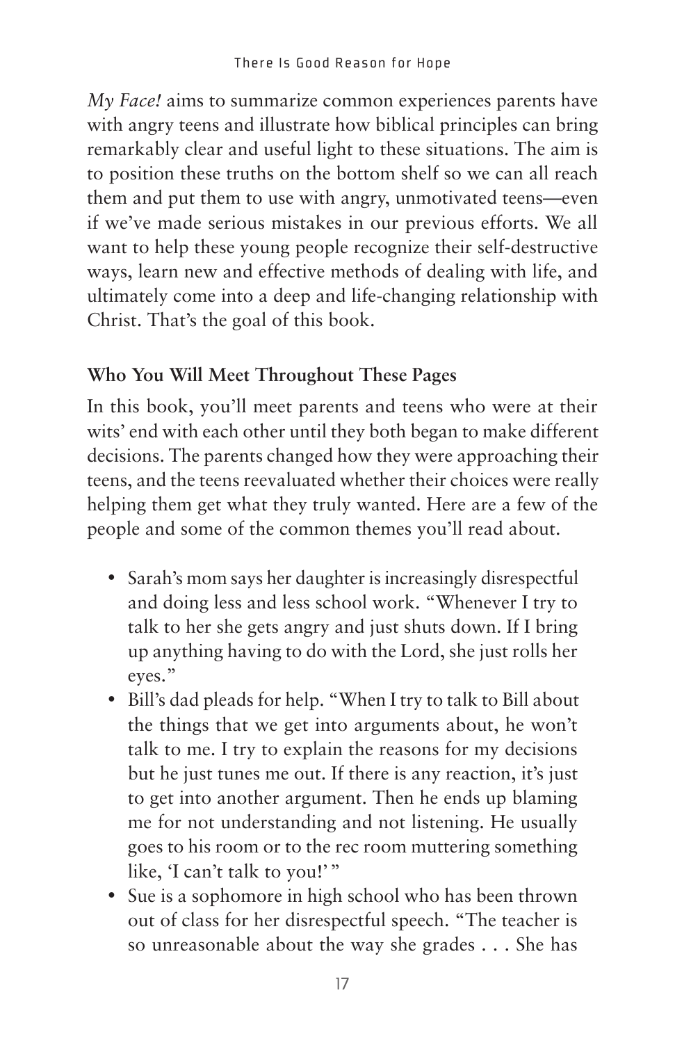*My Face!* aims to summarize common experiences parents have with angry teens and illustrate how biblical principles can bring remarkably clear and useful light to these situations. The aim is to position these truths on the bottom shelf so we can all reach them and put them to use with angry, unmotivated teens—even if we've made serious mistakes in our previous efforts. We all want to help these young people recognize their self-destructive ways, learn new and effective methods of dealing with life, and ultimately come into a deep and life-changing relationship with Christ. That's the goal of this book.

## Who You Will Meet Throughout These Pages

In this book, you'll meet parents and teens who were at their wits' end with each other until they both began to make different decisions. The parents changed how they were approaching their teens, and the teens reevaluated whether their choices were really helping them get what they truly wanted. Here are a few of the people and some of the common themes you'll read about.

- Sarah's mom says her daughter is increasingly disrespectful and doing less and less school work. "Whenever I try to talk to her she gets angry and just shuts down. If I bring up anything having to do with the Lord, she just rolls her eyes."
- Bill's dad pleads for help. "When I try to talk to Bill about the things that we get into arguments about, he won't talk to me. I try to explain the reasons for my decisions but he just tunes me out. If there is any reaction, it's just to get into another argument. Then he ends up blaming me for not understanding and not listening. He usually goes to his room or to the rec room muttering something like, 'I can't talk to you!' "
- Sue is a sophomore in high school who has been thrown out of class for her disrespectful speech. "The teacher is so unreasonable about the way she grades . . . She has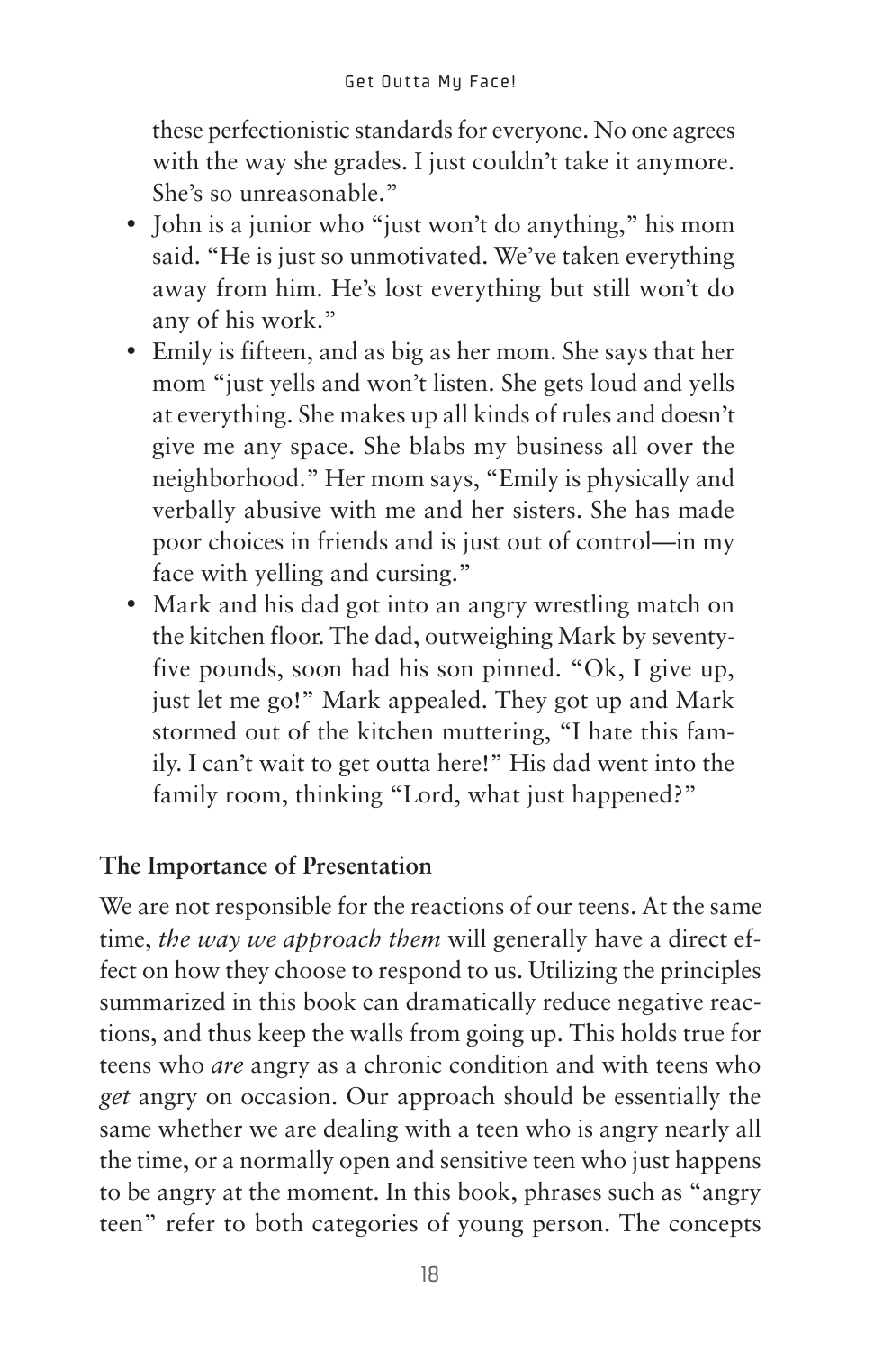these perfectionistic standards for everyone. No one agrees with the way she grades. I just couldn't take it anymore. She's so unreasonable."

- John is a junior who "just won't do anything," his mom said. "He is just so unmotivated. We've taken everything away from him. He's lost everything but still won't do any of his work."
- Emily is fifteen, and as big as her mom. She says that her mom "just yells and won't listen. She gets loud and yells at everything. She makes up all kinds of rules and doesn't give me any space. She blabs my business all over the neighborhood." Her mom says, "Emily is physically and verbally abusive with me and her sisters. She has made poor choices in friends and is just out of control—in my face with yelling and cursing."
- Mark and his dad got into an angry wrestling match on the kitchen floor. The dad, outweighing Mark by seventy-five pounds, soon had his son pinned. "Ok, I give up, just let me go!" Mark appealed. They got up and Mark stormed out of the kitchen muttering, "I hate this family. I can't wait to get outta here!" His dad went into the family room, thinking "Lord, what just happened?"

**The Importance of Presentation**

We are not responsible for the reactions of our teens. At the same time, *the way we approach them* will generally have a direct effect on how they choose to respond to us. Utilizing the principles summarized in this book can dramatically reduce negative reactions, and thus keep the walls from going up. This holds true for teens who *are* angry as a chronic condition and with teens who *get* angry on occasion. Our approach should be essentially the same whether we are dealing with a teen who is angry nearly all the time, or a normally open and sensitive teen who just happens to be angry at the moment. In this book, phrases such as "angry teen" refer to both categories of young person. The concepts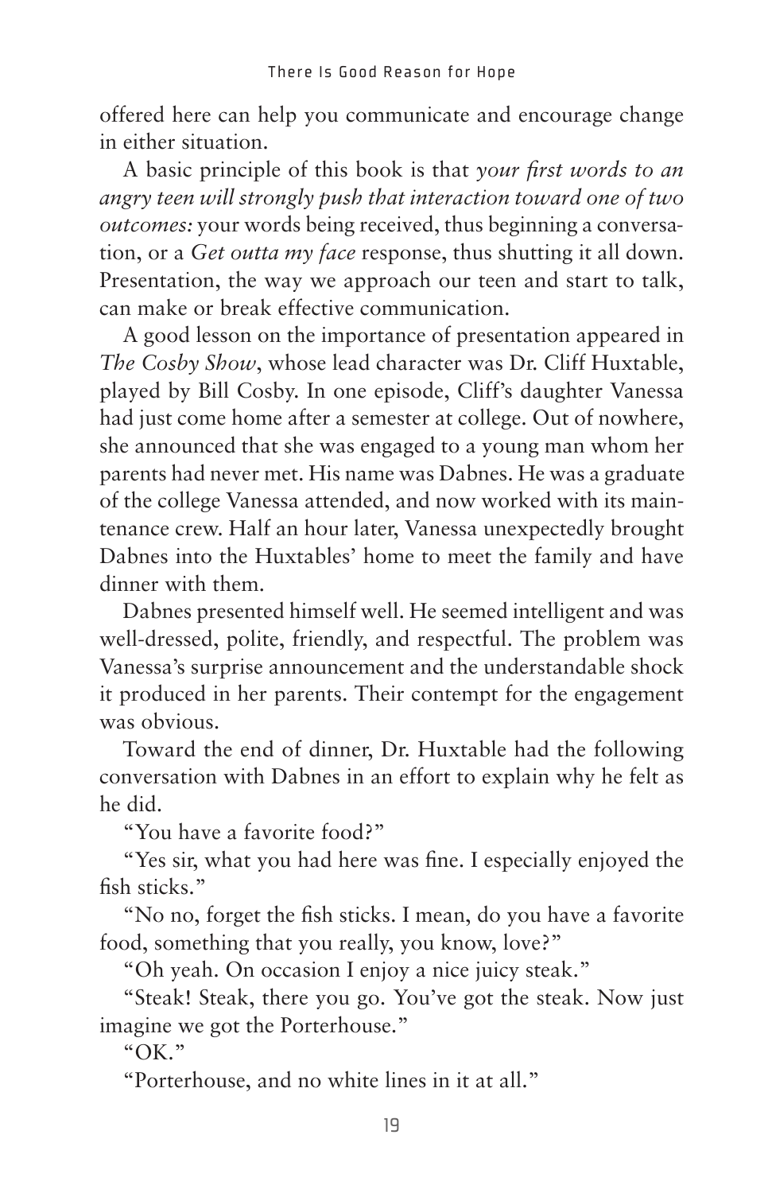offered here can help you communicate and encourage change in either situation.

A basic principle of this book is that *your first words to an angry teen will strongly push that interaction toward one of two outcomes:* your words being received, thus beginning a conversation, or a *Get outta my face* response, thus shutting it all down. Presentation, the way we approach our teen and start to talk, can make or break effective communication.

A good lesson on the importance of presentation appeared in *The Cosby Show*, whose lead character was Dr. Cliff Huxtable, played by Bill Cosby. In one episode, Cliff's daughter Vanessa had just come home after a semester at college. Out of nowhere, she announced that she was engaged to a young man whom her parents had never met. His name was Dabnes. He was a graduate of the college Vanessa attended, and now worked with its maintenance crew. Half an hour later, Vanessa unexpectedly brought Dabnes into the Huxtables' home to meet the family and have dinner with them.

Dabnes presented himself well. He seemed intelligent and was well-dressed, polite, friendly, and respectful. The problem was Vanessa's surprise announcement and the understandable shock it produced in her parents. Their contempt for the engagement was obvious.

Toward the end of dinner, Dr. Huxtable had the following conversation with Dabnes in an effort to explain why he felt as he did.

"You have a favorite food?"

"Yes sir, what you had here was fine. I especially enjoyed the fish sticks."

"No no, forget the fish sticks. I mean, do you have a favorite food, something that you really, you know, love?"

"Oh yeah. On occasion I enjoy a nice juicy steak."

"Steak! Steak, there you go. You've got the steak. Now just imagine we got the Porterhouse."

"OK."

"Porterhouse, and no white lines in it at all."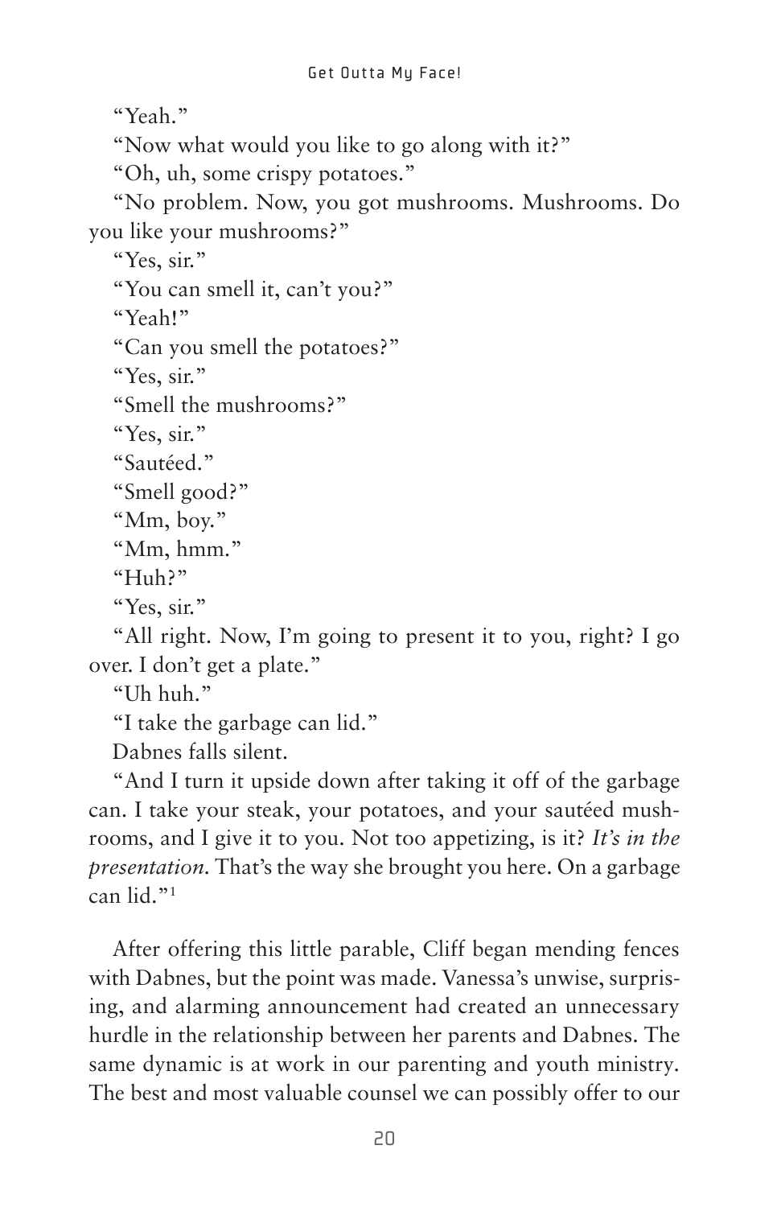"Yeah."

"Now what would you like to go along with it?"

"Oh, uh, some crispy potatoes."

"No problem. Now, you got mushrooms. Mushrooms. Do you like your mushrooms?"

"Yes, sir."

"You can smell it, can't you?"

"Yeah!"

"Can you smell the potatoes?"

"Yes, sir."

"Smell the mushrooms?"

"Yes, sir."

"Sautéed."

"Smell good?"

"Mm, boy."

"Mm, hmm."

"Huh?"

"Yes, sir."

"All right. Now, I'm going to present it to you, right? I go over. I don't get a plate."

"Uh huh."

"I take the garbage can lid."

Dabnes falls silent.

"And I turn it upside down after taking it off of the garbage can. I take your steak, your potatoes, and your sautéed mushrooms, and I give it to you. Not too appetizing, is it? *It's in the presentation.* That's the way she brought you here. On a garbage can lid."[1]

After offering this little parable, Cliff began mending fences with Dabnes, but the point was made. Vanessa's unwise, surprising, and alarming announcement had created an unnecessary hurdle in the relationship between her parents and Dabnes. The same dynamic is at work in our parenting and youth ministry. The best and most valuable counsel we can possibly offer to our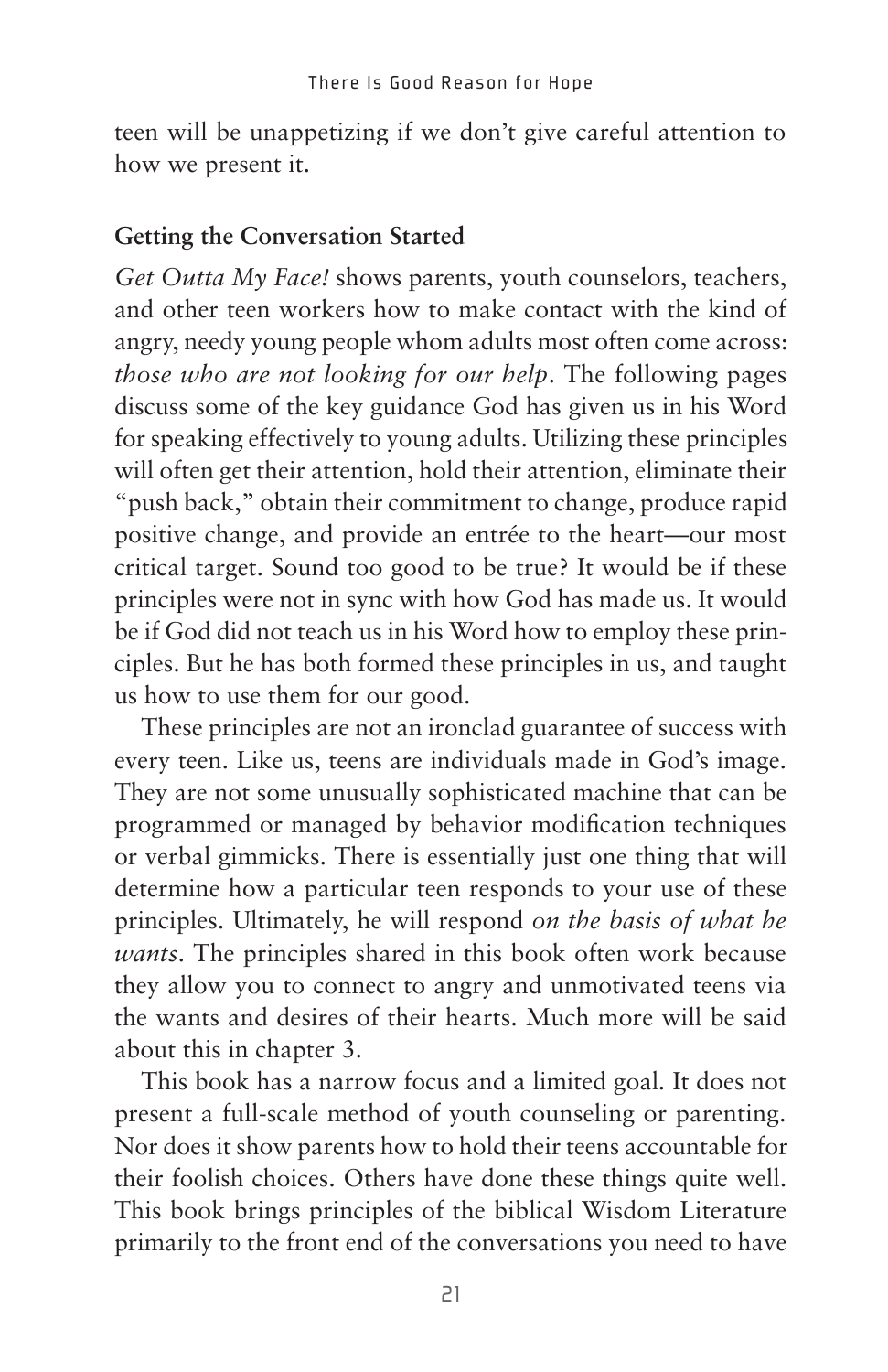teen will be unappetizing if we don't give careful attention to how we present it.

**Getting the Conversation Started**

*Get Outta My Face!* shows parents, youth counselors, teachers, and other teen workers how to make contact with the kind of angry, needy young people whom adults most often come across: *those who are not looking for our help*. The following pages discuss some of the key guidance God has given us in his Word for speaking effectively to young adults. Utilizing these principles will often get their attention, hold their attention, eliminate their "push back," obtain their commitment to change, produce rapid positive change, and provide an entrée to the heart—our most critical target. Sound too good to be true? It would be if these principles were not in sync with how God has made us. It would be if God did not teach us in his Word how to employ these principles. But he has both formed these principles in us, and taught us how to use them for our good.

These principles are not an ironclad guarantee of success with every teen. Like us, teens are individuals made in God's image. They are not some unusually sophisticated machine that can be programmed or managed by behavior modification techniques or verbal gimmicks. There is essentially just one thing that will determine how a particular teen responds to your use of these principles. Ultimately, he will respond *on the basis of what he wants*. The principles shared in this book often work because they allow you to connect to angry and unmotivated teens via the wants and desires of their hearts. Much more will be said about this in chapter 3.

This book has a narrow focus and a limited goal. It does not present a full-scale method of youth counseling or parenting. Nor does it show parents how to hold their teens accountable for their foolish choices. Others have done these things quite well. This book brings principles of the biblical Wisdom Literature primarily to the front end of the conversations you need to have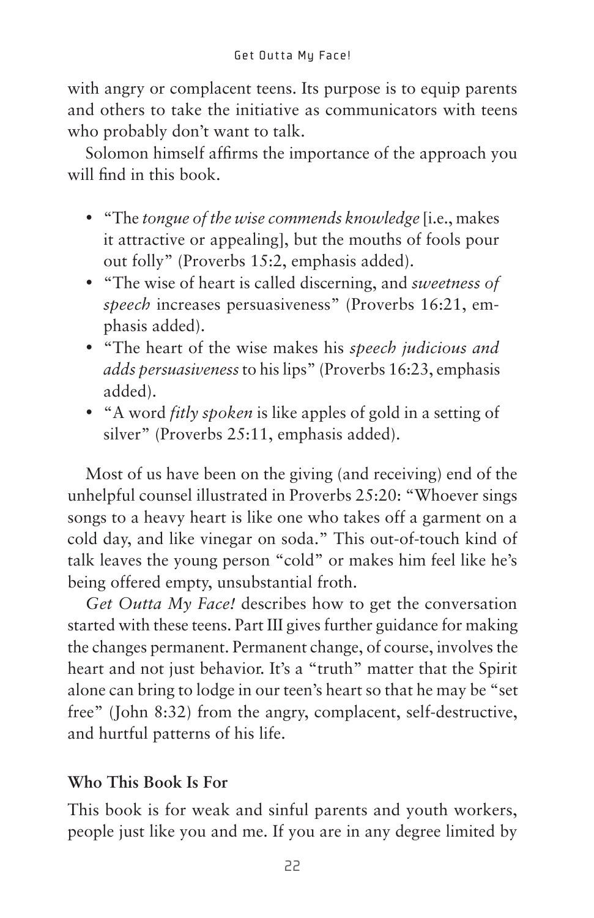with angry or complacent teens. Its purpose is to equip parents and others to take the initiative as communicators with teens who probably don't want to talk.

Solomon himself affirms the importance of the approach you will find in this book.

- "The *tongue of the wise commends knowledge* [i.e., makes it attractive or appealing], but the mouths of fools pour out folly" (Proverbs 15:2, emphasis added).
- "The wise of heart is called discerning, and *sweetness of speech* increases persuasiveness" (Proverbs 16:21, emphasis added).
- "The heart of the wise makes his *speech judicious and adds persuasiveness* to his lips" (Proverbs 16:23, emphasis added).
- "A word *fitly spoken* is like apples of gold in a setting of silver" (Proverbs 25:11, emphasis added).

Most of us have been on the giving (and receiving) end of the unhelpful counsel illustrated in Proverbs 25:20: "Whoever sings songs to a heavy heart is like one who takes off a garment on a cold day, and like vinegar on soda." This out-of-touch kind of talk leaves the young person "cold" or makes him feel like he's being offered empty, unsubstantial froth.

*Get Outta My Face!* describes how to get the conversation started with these teens. Part III gives further guidance for making the changes permanent. Permanent change, of course, involves the heart and not just behavior. It's a "truth" matter that the Spirit alone can bring to lodge in our teen's heart so that he may be "set free" (John 8:32) from the angry, complacent, self-destructive, and hurtful patterns of his life.

**Who This Book Is For**

This book is for weak and sinful parents and youth workers, people just like you and me. If you are in any degree limited by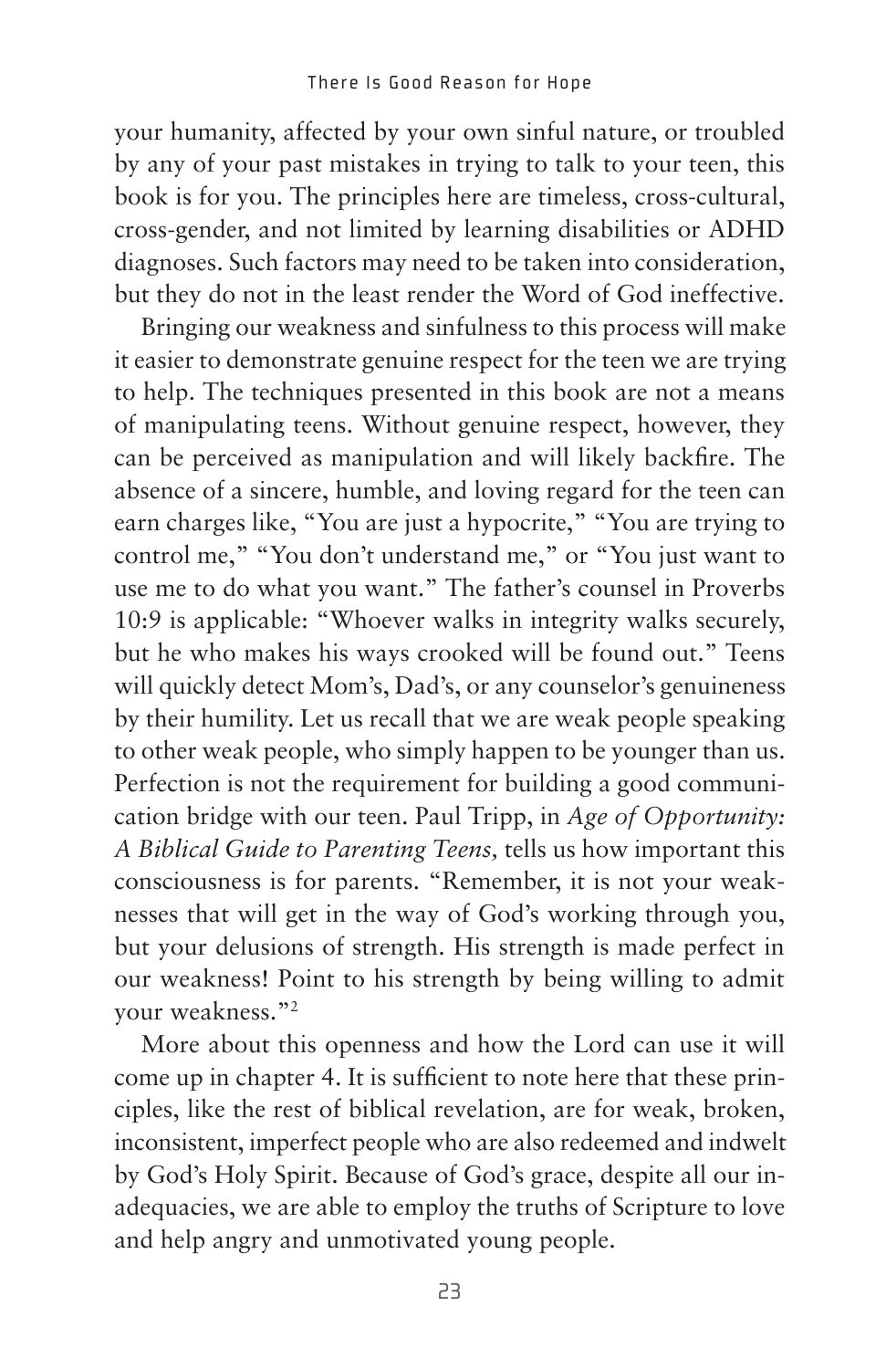your humanity, affected by your own sinful nature, or troubled by any of your past mistakes in trying to talk to your teen, this book is for you. The principles here are timeless, cross-cultural, cross-gender, and not limited by learning disabilities or ADHD diagnoses. Such factors may need to be taken into consideration, but they do not in the least render the Word of God ineffective.

Bringing our weakness and sinfulness to this process will make it easier to demonstrate genuine respect for the teen we are trying to help. The techniques presented in this book are not a means of manipulating teens. Without genuine respect, however, they can be perceived as manipulation and will likely backfire. The absence of a sincere, humble, and loving regard for the teen can earn charges like, "You are just a hypocrite," "You are trying to control me," "You don't understand me," or "You just want to use me to do what you want." The father's counsel in Proverbs 10:9 is applicable: "Whoever walks in integrity walks securely, but he who makes his ways crooked will be found out." Teens will quickly detect Mom's, Dad's, or any counselor's genuineness by their humility. Let us recall that we are weak people speaking to other weak people, who simply happen to be younger than us. Perfection is not the requirement for building a good communication bridge with our teen. Paul Tripp, in *Age of Opportunity: A Biblical Guide to Parenting Teens,* tells us how important this consciousness is for parents. "Remember, it is not your weaknesses that will get in the way of God's working through you, but your delusions of strength. His strength is made perfect in our weakness! Point to his strength by being willing to admit your weakness."[2]

More about this openness and how the Lord can use it will come up in chapter 4. It is sufficient to note here that these principles, like the rest of biblical revelation, are for weak, broken, inconsistent, imperfect people who are also redeemed and indwelt by God's Holy Spirit. Because of God's grace, despite all our inadequacies, we are able to employ the truths of Scripture to love and help angry and unmotivated young people.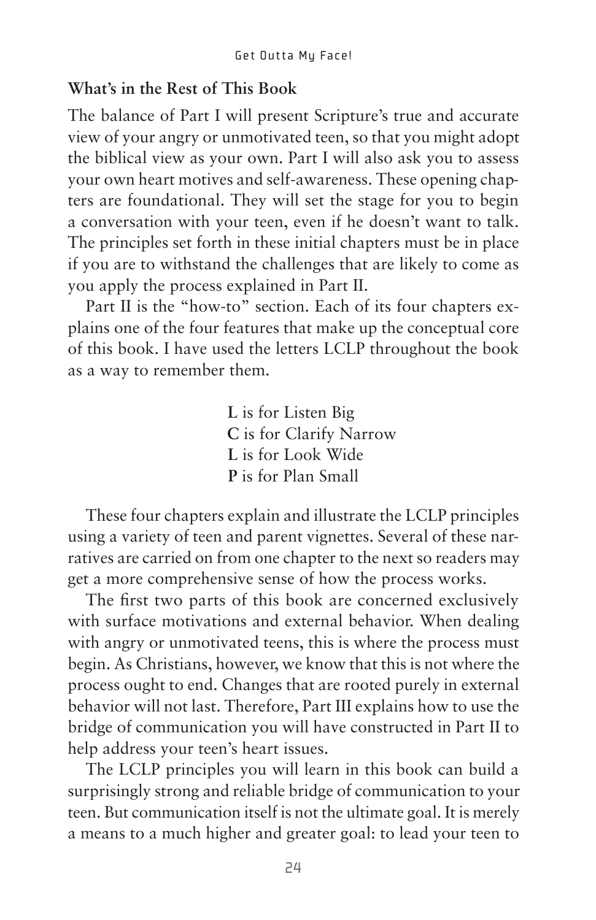**What's in the Rest of This Book**

The balance of Part I will present Scripture's true and accurate view of your angry or unmotivated teen, so that you might adopt the biblical view as your own. Part I will also ask you to assess your own heart motives and self-awareness. These opening chapters are foundational. They will set the stage for you to begin a conversation with your teen, even if he doesn't want to talk. The principles set forth in these initial chapters must be in place if you are to withstand the challenges that are likely to come as you apply the process explained in Part II.

Part II is the "how-to" section. Each of its four chapters explains one of the four features that make up the conceptual core of this book. I have used the letters LCLP throughout the book as a way to remember them.

**L** is for Listen Big
**C** is for Clarify Narrow
**L** is for Look Wide
**P** is for Plan Small

These four chapters explain and illustrate the LCLP principles using a variety of teen and parent vignettes. Several of these narratives are carried on from one chapter to the next so readers may get a more comprehensive sense of how the process works.

The first two parts of this book are concerned exclusively with surface motivations and external behavior. When dealing with angry or unmotivated teens, this is where the process must begin. As Christians, however, we know that this is not where the process ought to end. Changes that are rooted purely in external behavior will not last. Therefore, Part III explains how to use the bridge of communication you will have constructed in Part II to help address your teen's heart issues.

The LCLP principles you will learn in this book can build a surprisingly strong and reliable bridge of communication to your teen. But communication itself is not the ultimate goal. It is merely a means to a much higher and greater goal: to lead your teen to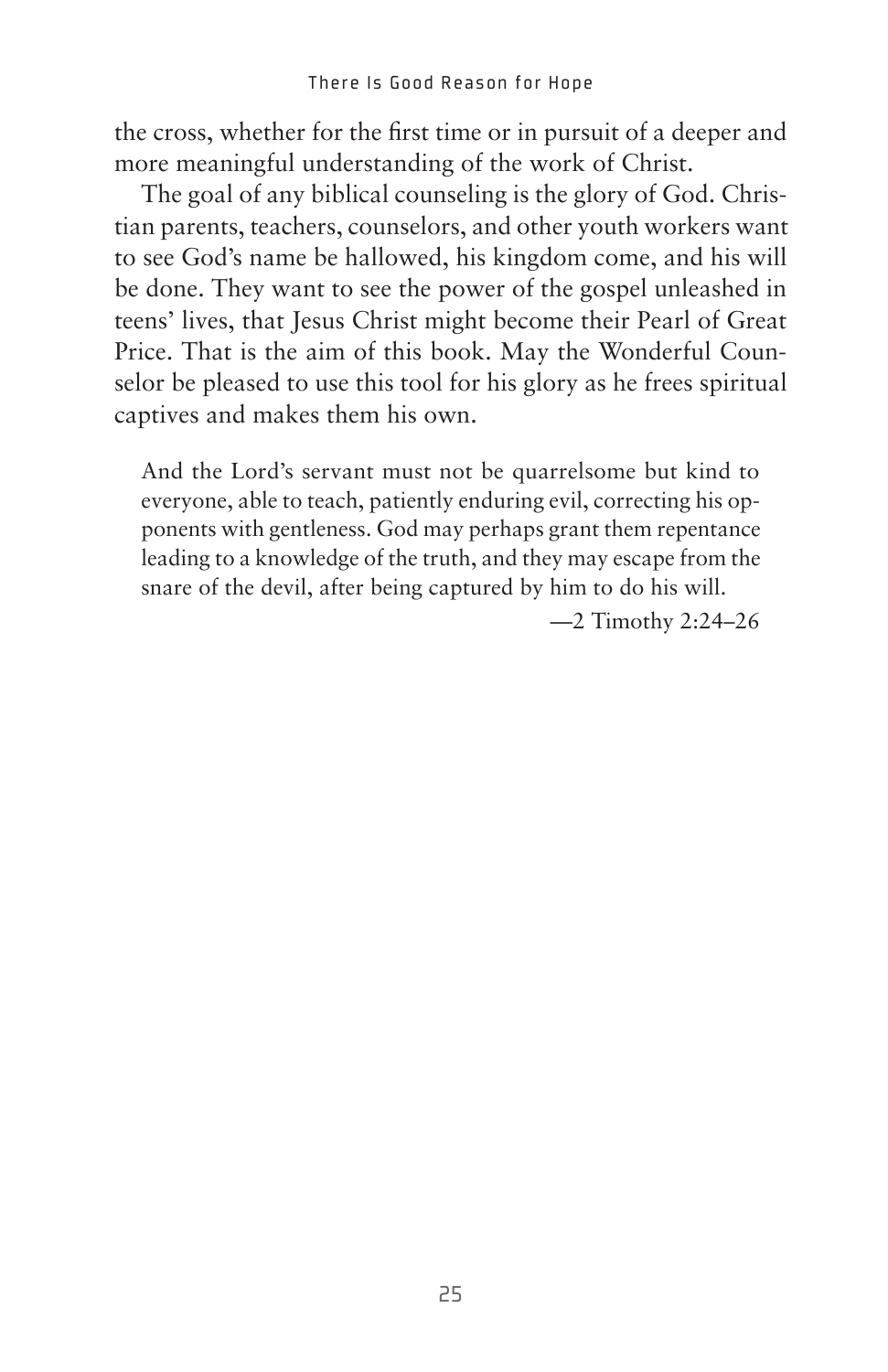the cross, whether for the first time or in pursuit of a deeper and more meaningful understanding of the work of Christ.

The goal of any biblical counseling is the glory of God. Christian parents, teachers, counselors, and other youth workers want to see God's name be hallowed, his kingdom come, and his will be done. They want to see the power of the gospel unleashed in teens' lives, that Jesus Christ might become their Pearl of Great Price. That is the aim of this book. May the Wonderful Counselor be pleased to use this tool for his glory as he frees spiritual captives and makes them his own.

> And the Lord's servant must not be quarrelsome but kind to everyone, able to teach, patiently enduring evil, correcting his opponents with gentleness. God may perhaps grant them repentance leading to a knowledge of the truth, and they may escape from the snare of the devil, after being captured by him to do his will.
>
> —2 Timothy 2:24–26